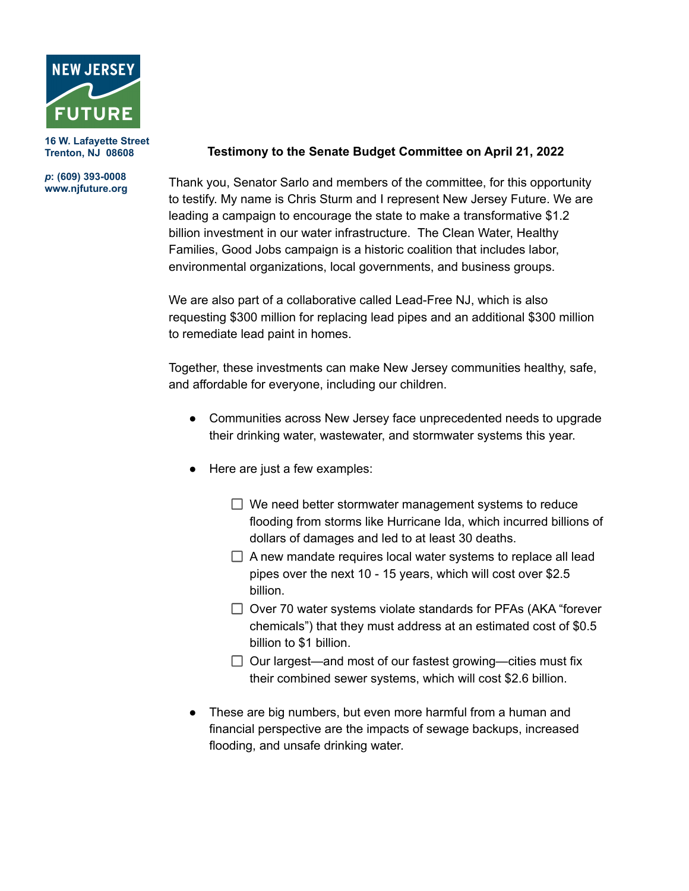NEW JERSEY FUTURE

16 W. Lafayette Street
Trenton, NJ 08608

*p*: (609) 393-0008
www.njfuture.org

**Testimony to the Senate Budget Committee on April 21, 2022**

Thank you, Senator Sarlo and members of the committee, for this opportunity to testify. My name is Chris Sturm and I represent New Jersey Future. We are leading a campaign to encourage the state to make a transformative $1.2 billion investment in our water infrastructure. The Clean Water, Healthy Families, Good Jobs campaign is a historic coalition that includes labor, environmental organizations, local governments, and business groups.

We are also part of a collaborative called Lead-Free NJ, which is also requesting $300 million for replacing lead pipes and an additional $300 million to remediate lead paint in homes.

Together, these investments can make New Jersey communities healthy, safe, and affordable for everyone, including our children.

- Communities across New Jersey face unprecedented needs to upgrade their drinking water, wastewater, and stormwater systems this year.
- Here are just a few examples:
    - [ ] We need better stormwater management systems to reduce flooding from storms like Hurricane Ida, which incurred billions of dollars of damages and led to at least 30 deaths.
    - [ ] A new mandate requires local water systems to replace all lead pipes over the next 10 - 15 years, which will cost over $2.5 billion.
    - [ ] Over 70 water systems violate standards for PFAs (AKA "forever chemicals") that they must address at an estimated cost of $0.5 billion to $1 billion.
    - [ ] Our largest—and most of our fastest growing—cities must fix their combined sewer systems, which will cost $2.6 billion.
- These are big numbers, but even more harmful from a human and financial perspective are the impacts of sewage backups, increased flooding, and unsafe drinking water.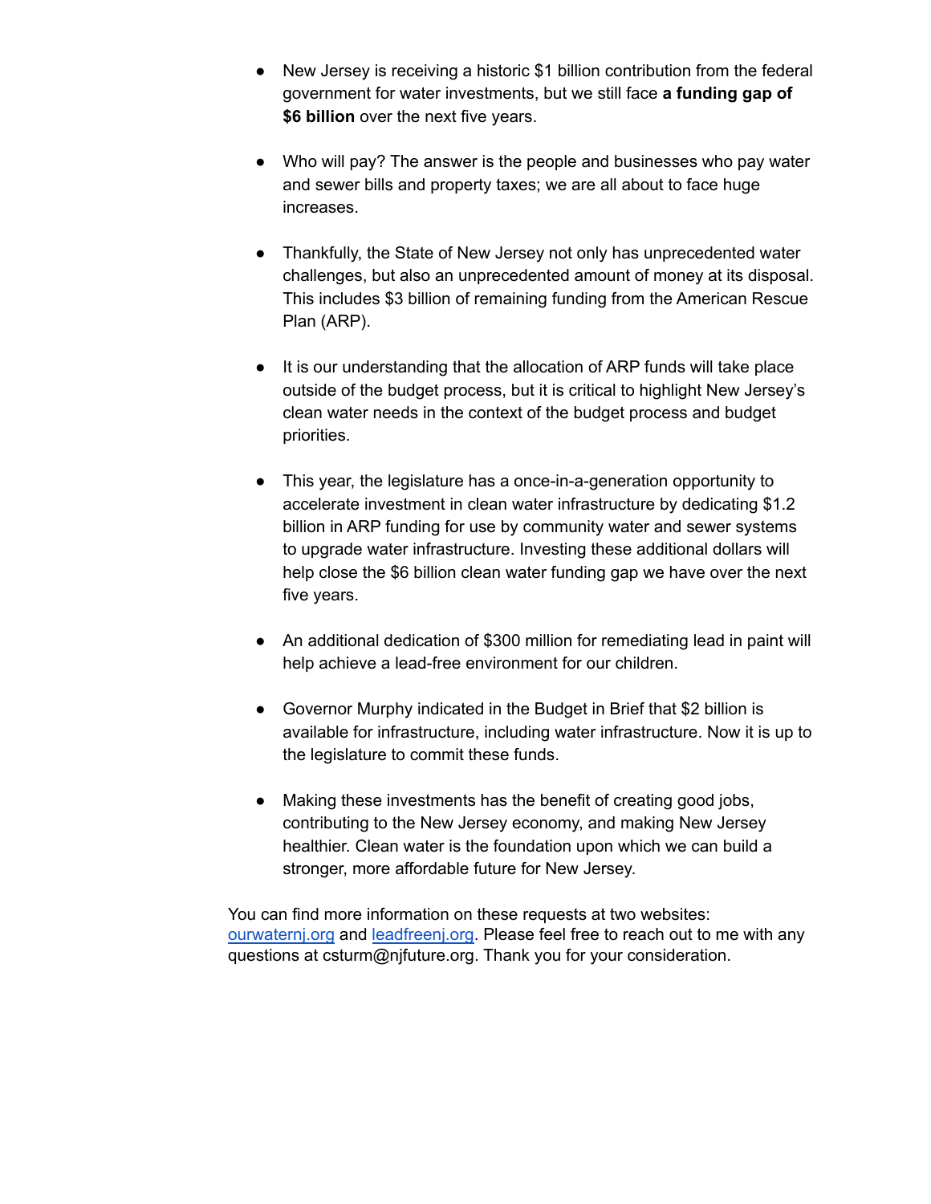- New Jersey is receiving a historic $1 billion contribution from the federal government for water investments, but we still face **a funding gap of $6 billion** over the next five years.

- Who will pay? The answer is the people and businesses who pay water and sewer bills and property taxes; we are all about to face huge increases.

- Thankfully, the State of New Jersey not only has unprecedented water challenges, but also an unprecedented amount of money at its disposal. This includes $3 billion of remaining funding from the American Rescue Plan (ARP).

- It is our understanding that the allocation of ARP funds will take place outside of the budget process, but it is critical to highlight New Jersey's clean water needs in the context of the budget process and budget priorities.

- This year, the legislature has a once-in-a-generation opportunity to accelerate investment in clean water infrastructure by dedicating $1.2 billion in ARP funding for use by community water and sewer systems to upgrade water infrastructure. Investing these additional dollars will help close the $6 billion clean water funding gap we have over the next five years.

- An additional dedication of $300 million for remediating lead in paint will help achieve a lead-free environment for our children.

- Governor Murphy indicated in the Budget in Brief that $2 billion is available for infrastructure, including water infrastructure. Now it is up to the legislature to commit these funds.

- Making these investments has the benefit of creating good jobs, contributing to the New Jersey economy, and making New Jersey healthier. Clean water is the foundation upon which we can build a stronger, more affordable future for New Jersey.

You can find more information on these requests at two websites: [ourwaternj.org](ourwaternj.org) and [leadfreenj.org](leadfreenj.org). Please feel free to reach out to me with any questions at csturm@njfuture.org. Thank you for your consideration.